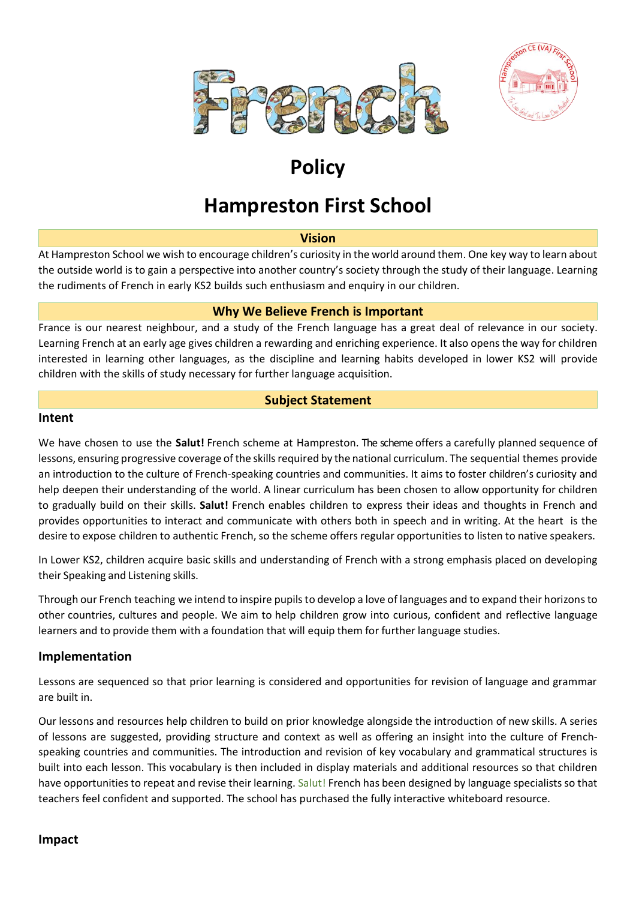# French

# Policy

# Hampreston First School

## Vision

At Hampreston School we wish to encourage children's curiosity in the world around them. One key way to learn about the outside world is to gain a perspective into another country's society through the study of their language. Learning the rudiments of French in early KS2 builds such enthusiasm and enquiry in our children.

## Why We Believe French is Important

France is our nearest neighbour, and a study of the French language has a great deal of relevance in our society. Learning French at an early age gives children a rewarding and enriching experience. It also opens the way for children interested in learning other languages, as the discipline and learning habits developed in lower KS2 will provide children with the skills of study necessary for further language acquisition.

## Subject Statement

### Intent

We have chosen to use the **Salut!** French scheme at Hampreston. The scheme offers a carefully planned sequence of lessons, ensuring progressive coverage of the skills required by the national curriculum. The sequential themes provide an introduction to the culture of French-speaking countries and communities. It aims to foster children's curiosity and help deepen their understanding of the world. A linear curriculum has been chosen to allow opportunity for children to gradually build on their skills. **Salut!** French enables children to express their ideas and thoughts in French and provides opportunities to interact and communicate with others both in speech and in writing. At the heart is the desire to expose children to authentic French, so the scheme offers regular opportunities to listen to native speakers.

In Lower KS2, children acquire basic skills and understanding of French with a strong emphasis placed on developing their Speaking and Listening skills.

Through our French teaching we intend to inspire pupils to develop a love of languages and to expand their horizons to other countries, cultures and people. We aim to help children grow into curious, confident and reflective language learners and to provide them with a foundation that will equip them for further language studies.

### Implementation

Lessons are sequenced so that prior learning is considered and opportunities for revision of language and grammar are built in.

Our lessons and resources help children to build on prior knowledge alongside the introduction of new skills. A series of lessons are suggested, providing structure and context as well as offering an insight into the culture of French-speaking countries and communities. The introduction and revision of key vocabulary and grammatical structures is built into each lesson. This vocabulary is then included in display materials and additional resources so that children have opportunities to repeat and revise their learning. Salut! French has been designed by language specialists so that teachers feel confident and supported. The school has purchased the fully interactive whiteboard resource.

### Impact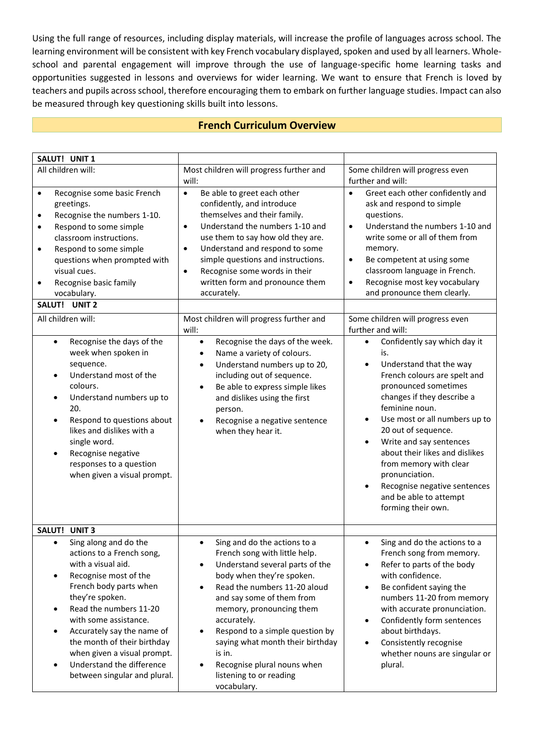Using the full range of resources, including display materials, will increase the profile of languages across school. The learning environment will be consistent with key French vocabulary displayed, spoken and used by all learners. Whole-school and parental engagement will improve through the use of language-specific home learning tasks and opportunities suggested in lessons and overviews for wider learning. We want to ensure that French is loved by teachers and pupils across school, therefore encouraging them to embark on further language studies. Impact can also be measured through key questioning skills built into lessons.

## French Curriculum Overview

| SALUT! UNIT 1 | | |
|---|---|---|
| All children will: | Most children will progress further and will: | Some children will progress even further and will: |
| • Recognise some basic French greetings.<br>• Recognise the numbers 1-10.<br>• Respond to some simple classroom instructions.<br>• Respond to some simple questions when prompted with visual cues.<br>• Recognise basic family vocabulary. | • Be able to greet each other confidently, and introduce themselves and their family.<br>• Understand the numbers 1-10 and use them to say how old they are.<br>• Understand and respond to some simple questions and instructions.<br>• Recognise some words in their written form and pronounce them accurately. | • Greet each other confidently and ask and respond to simple questions.<br>• Understand the numbers 1-10 and write some or all of them from memory.<br>• Be competent at using some classroom language in French.<br>• Recognise most key vocabulary and pronounce them clearly. |
| **SALUT! UNIT 2** | | |
| All children will: | Most children will progress further and will: | Some children will progress even further and will: |
| • Recognise the days of the week when spoken in sequence.<br>• Understand most of the colours.<br>• Understand numbers up to 20.<br>• Respond to questions about likes and dislikes with a single word.<br>• Recognise negative responses to a question when given a visual prompt. | • Recognise the days of the week.<br>• Name a variety of colours.<br>• Understand numbers up to 20, including out of sequence.<br>• Be able to express simple likes and dislikes using the first person.<br>• Recognise a negative sentence when they hear it. | • Confidently say which day it is.<br>• Understand that the way French colours are spelt and pronounced sometimes changes if they describe a feminine noun.<br>• Use most or all numbers up to 20 out of sequence.<br>• Write and say sentences about their likes and dislikes from memory with clear pronunciation.<br>• Recognise negative sentences and be able to attempt forming their own. |
| **SALUT! UNIT 3** | | |
| • Sing along and do the actions to a French song, with a visual aid.<br>• Recognise most of the French body parts when they're spoken.<br>• Read the numbers 11-20 with some assistance.<br>• Accurately say the name of the month of their birthday when given a visual prompt.<br>• Understand the difference between singular and plural. | • Sing and do the actions to a French song with little help.<br>• Understand several parts of the body when they're spoken.<br>• Read the numbers 11-20 aloud and say some of them from memory, pronouncing them accurately.<br>• Respond to a simple question by saying what month their birthday is in.<br>• Recognise plural nouns when listening to or reading vocabulary. | • Sing and do the actions to a French song from memory.<br>• Refer to parts of the body with confidence.<br>• Be confident saying the numbers 11-20 from memory with accurate pronunciation.<br>• Confidently form sentences about birthdays.<br>• Consistently recognise whether nouns are singular or plural. |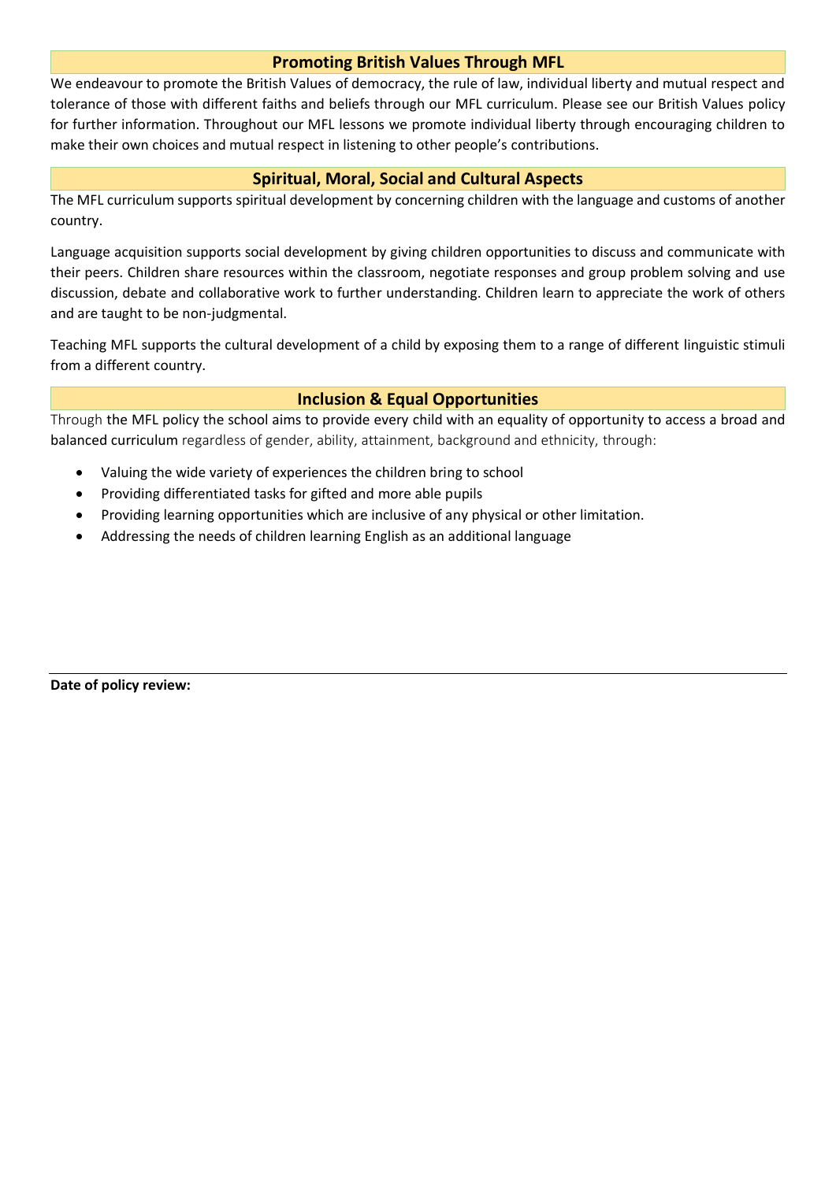## Promoting British Values Through MFL

We endeavour to promote the British Values of democracy, the rule of law, individual liberty and mutual respect and tolerance of those with different faiths and beliefs through our MFL curriculum. Please see our British Values policy for further information. Throughout our MFL lessons we promote individual liberty through encouraging children to make their own choices and mutual respect in listening to other people's contributions.

## Spiritual, Moral, Social and Cultural Aspects

The MFL curriculum supports spiritual development by concerning children with the language and customs of another country.

Language acquisition supports social development by giving children opportunities to discuss and communicate with their peers. Children share resources within the classroom, negotiate responses and group problem solving and use discussion, debate and collaborative work to further understanding. Children learn to appreciate the work of others and are taught to be non-judgmental.

Teaching MFL supports the cultural development of a child by exposing them to a range of different linguistic stimuli from a different country.

## Inclusion & Equal Opportunities

Through the MFL policy the school aims to provide every child with an equality of opportunity to access a broad and balanced curriculum regardless of gender, ability, attainment, background and ethnicity, through:

- Valuing the wide variety of experiences the children bring to school
- Providing differentiated tasks for gifted and more able pupils
- Providing learning opportunities which are inclusive of any physical or other limitation.
- Addressing the needs of children learning English as an additional language

---

**Date of policy review:**